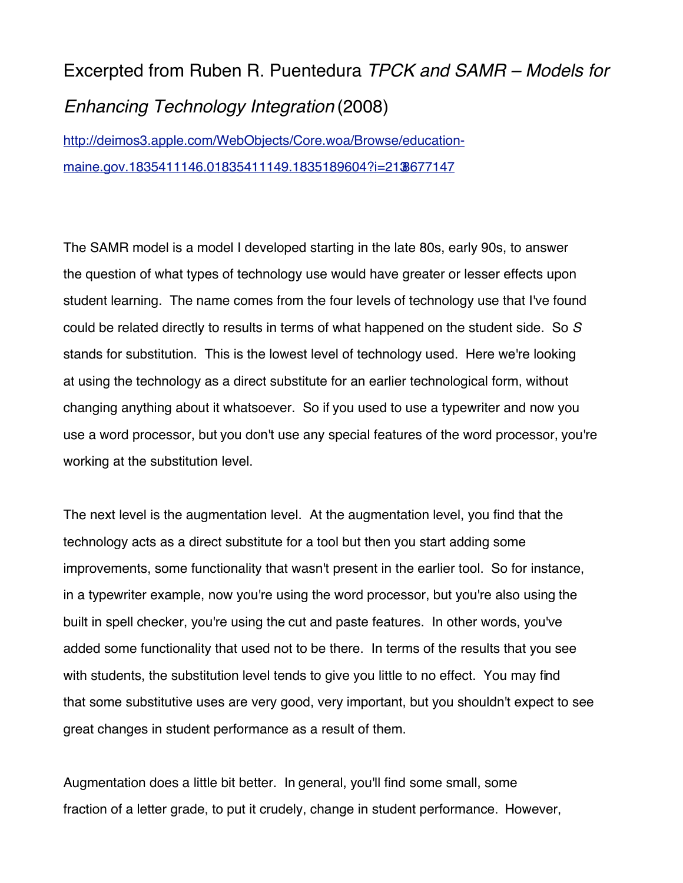Excerpted from Ruben R. Puentedura *TPCK and SAMR – Models for Enhancing Technology Integration* (2008)

[http://deimos3.apple.com/WebObjects/Core.woa/Browse/education-maine.gov.1835411146.01835411149.1835189604?i=213677147](http://deimos3.apple.com/WebObjects/Core.woa/Browse/education-maine.gov.1835411146.01835411149.1835189604?i=213677147)

The SAMR model is a model I developed starting in the late 80s, early 90s, to answer the question of what types of technology use would have greater or lesser effects upon student learning. The name comes from the four levels of technology use that I've found could be related directly to results in terms of what happened on the student side. So *S* stands for substitution. This is the lowest level of technology used. Here we're looking at using the technology as a direct substitute for an earlier technological form, without changing anything about it whatsoever. So if you used to use a typewriter and now you use a word processor, but you don't use any special features of the word processor, you're working at the substitution level.

The next level is the augmentation level. At the augmentation level, you find that the technology acts as a direct substitute for a tool but then you start adding some improvements, some functionality that wasn't present in the earlier tool. So for instance, in a typewriter example, now you're using the word processor, but you're also using the built in spell checker, you're using the cut and paste features. In other words, you've added some functionality that used not to be there. In terms of the results that you see with students, the substitution level tends to give you little to no effect. You may find that some substitutive uses are very good, very important, but you shouldn't expect to see great changes in student performance as a result of them.

Augmentation does a little bit better. In general, you'll find some small, some fraction of a letter grade, to put it crudely, change in student performance. However,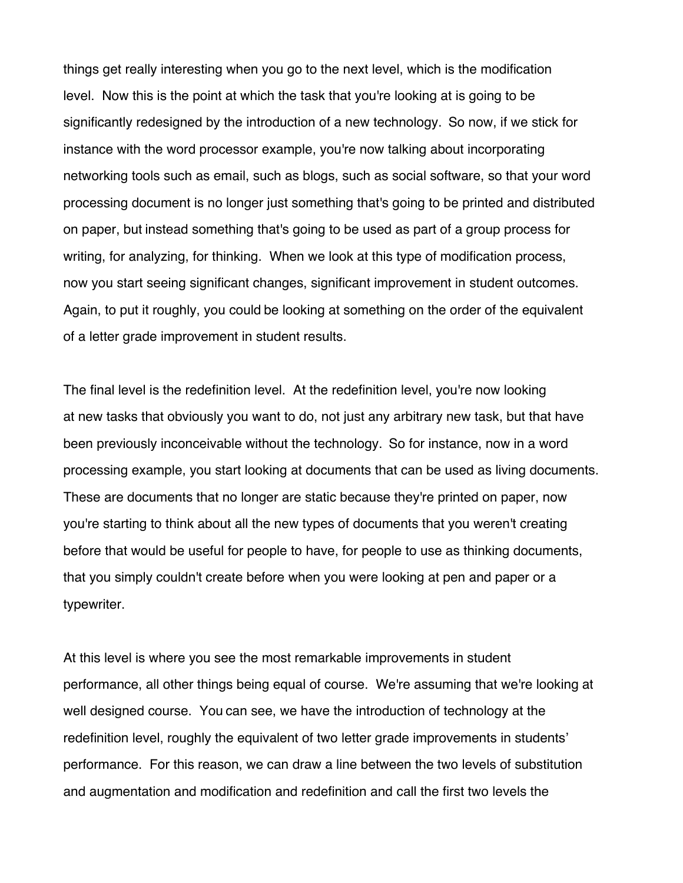things get really interesting when you go to the next level, which is the modification level. Now this is the point at which the task that you're looking at is going to be significantly redesigned by the introduction of a new technology. So now, if we stick for instance with the word processor example, you're now talking about incorporating networking tools such as email, such as blogs, such as social software, so that your word processing document is no longer just something that's going to be printed and distributed on paper, but instead something that's going to be used as part of a group process for writing, for analyzing, for thinking. When we look at this type of modification process, now you start seeing significant changes, significant improvement in student outcomes. Again, to put it roughly, you could be looking at something on the order of the equivalent of a letter grade improvement in student results.

The final level is the redefinition level. At the redefinition level, you're now looking at new tasks that obviously you want to do, not just any arbitrary new task, but that have been previously inconceivable without the technology. So for instance, now in a word processing example, you start looking at documents that can be used as living documents. These are documents that no longer are static because they're printed on paper, now you're starting to think about all the new types of documents that you weren't creating before that would be useful for people to have, for people to use as thinking documents, that you simply couldn't create before when you were looking at pen and paper or a typewriter.

At this level is where you see the most remarkable improvements in student performance, all other things being equal of course. We're assuming that we're looking at well designed course. You can see, we have the introduction of technology at the redefinition level, roughly the equivalent of two letter grade improvements in students' performance. For this reason, we can draw a line between the two levels of substitution and augmentation and modification and redefinition and call the first two levels the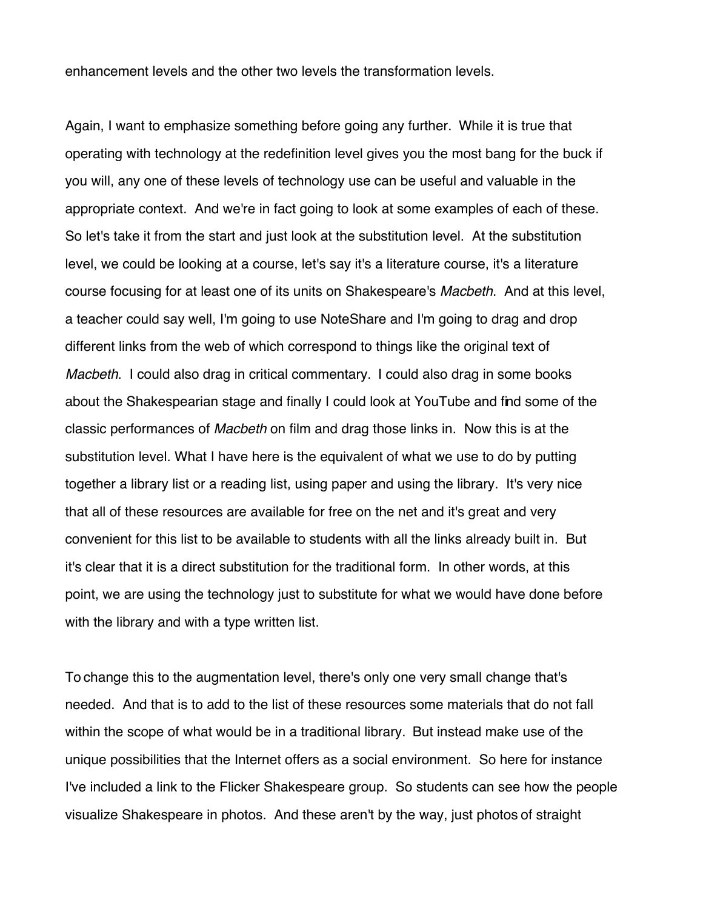enhancement levels and the other two levels the transformation levels.

Again, I want to emphasize something before going any further. While it is true that operating with technology at the redefinition level gives you the most bang for the buck if you will, any one of these levels of technology use can be useful and valuable in the appropriate context. And we're in fact going to look at some examples of each of these. So let's take it from the start and just look at the substitution level. At the substitution level, we could be looking at a course, let's say it's a literature course, it's a literature course focusing for at least one of its units on Shakespeare's *Macbeth*. And at this level, a teacher could say well, I'm going to use NoteShare and I'm going to drag and drop different links from the web of which correspond to things like the original text of *Macbeth*. I could also drag in critical commentary. I could also drag in some books about the Shakespearian stage and finally I could look at YouTube and find some of the classic performances of *Macbeth* on film and drag those links in. Now this is at the substitution level. What I have here is the equivalent of what we use to do by putting together a library list or a reading list, using paper and using the library. It's very nice that all of these resources are available for free on the net and it's great and very convenient for this list to be available to students with all the links already built in. But it's clear that it is a direct substitution for the traditional form. In other words, at this point, we are using the technology just to substitute for what we would have done before with the library and with a type written list.

To change this to the augmentation level, there's only one very small change that's needed. And that is to add to the list of these resources some materials that do not fall within the scope of what would be in a traditional library. But instead make use of the unique possibilities that the Internet offers as a social environment. So here for instance I've included a link to the Flicker Shakespeare group. So students can see how the people visualize Shakespeare in photos. And these aren't by the way, just photos of straight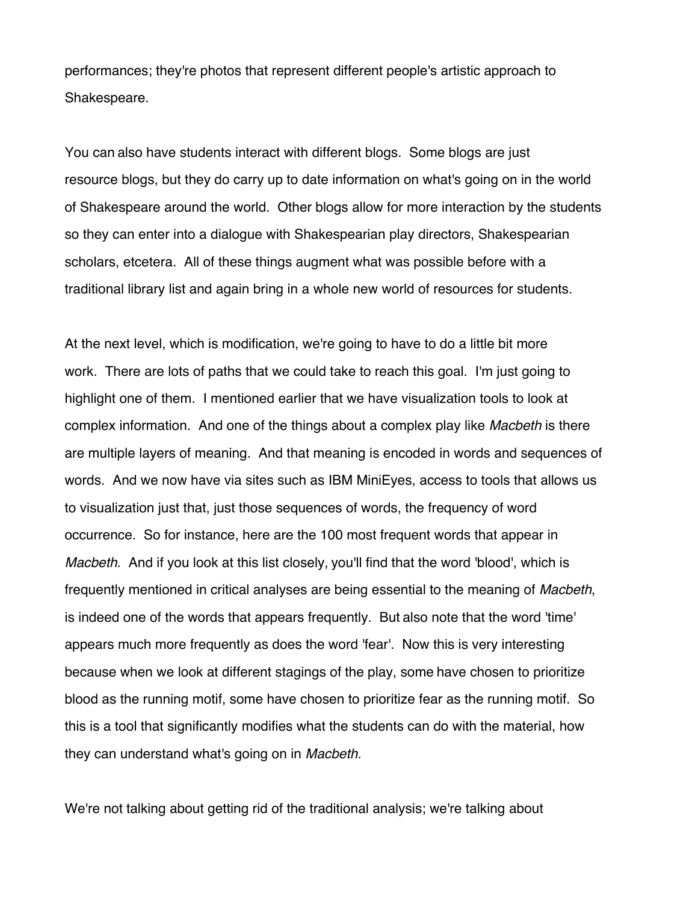performances; they're photos that represent different people's artistic approach to Shakespeare.

You can also have students interact with different blogs. Some blogs are just resource blogs, but they do carry up to date information on what's going on in the world of Shakespeare around the world. Other blogs allow for more interaction by the students so they can enter into a dialogue with Shakespearian play directors, Shakespearian scholars, etcetera. All of these things augment what was possible before with a traditional library list and again bring in a whole new world of resources for students.

At the next level, which is modification, we're going to have to do a little bit more work. There are lots of paths that we could take to reach this goal. I'm just going to highlight one of them. I mentioned earlier that we have visualization tools to look at complex information. And one of the things about a complex play like *Macbeth* is there are multiple layers of meaning. And that meaning is encoded in words and sequences of words. And we now have via sites such as IBM MiniEyes, access to tools that allows us to visualization just that, just those sequences of words, the frequency of word occurrence. So for instance, here are the 100 most frequent words that appear in *Macbeth*. And if you look at this list closely, you'll find that the word 'blood', which is frequently mentioned in critical analyses are being essential to the meaning of *Macbeth*, is indeed one of the words that appears frequently. But also note that the word 'time' appears much more frequently as does the word 'fear'. Now this is very interesting because when we look at different stagings of the play, some have chosen to prioritize blood as the running motif, some have chosen to prioritize fear as the running motif. So this is a tool that significantly modifies what the students can do with the material, how they can understand what's going on in *Macbeth*.

We're not talking about getting rid of the traditional analysis; we're talking about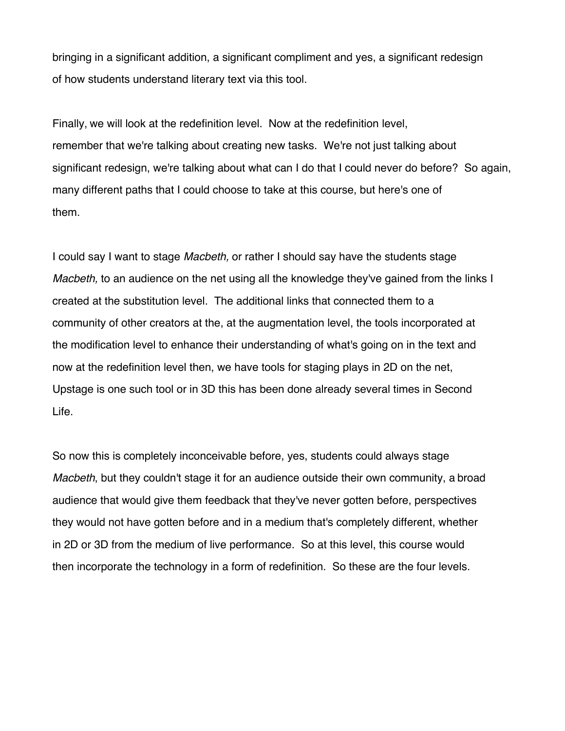bringing in a significant addition, a significant compliment and yes, a significant redesign of how students understand literary text via this tool.

Finally, we will look at the redefinition level. Now at the redefinition level, remember that we're talking about creating new tasks. We're not just talking about significant redesign, we're talking about what can I do that I could never do before? So again, many different paths that I could choose to take at this course, but here's one of them.

I could say I want to stage *Macbeth,* or rather I should say have the students stage *Macbeth,* to an audience on the net using all the knowledge they've gained from the links I created at the substitution level. The additional links that connected them to a community of other creators at the, at the augmentation level, the tools incorporated at the modification level to enhance their understanding of what's going on in the text and now at the redefinition level then, we have tools for staging plays in 2D on the net, Upstage is one such tool or in 3D this has been done already several times in Second Life.

So now this is completely inconceivable before, yes, students could always stage *Macbeth*, but they couldn't stage it for an audience outside their own community, a broad audience that would give them feedback that they've never gotten before, perspectives they would not have gotten before and in a medium that's completely different, whether in 2D or 3D from the medium of live performance. So at this level, this course would then incorporate the technology in a form of redefinition. So these are the four levels.